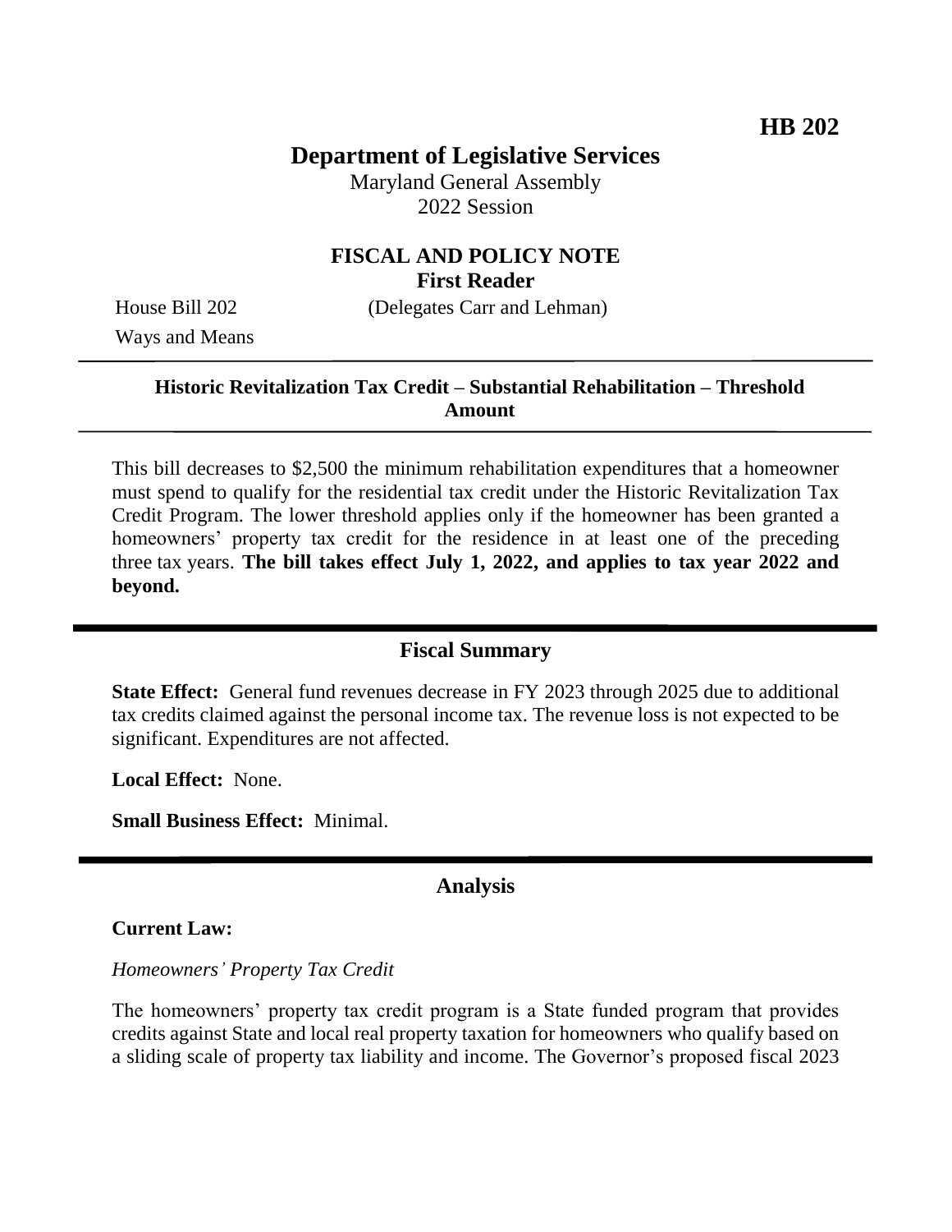**HB 202**

# Department of Legislative Services

Maryland General Assembly
2022 Session

## FISCAL AND POLICY NOTE
**First Reader**

House Bill 202 (Delegates Carr and Lehman)
Ways and Means

---

**Historic Revitalization Tax Credit – Substantial Rehabilitation – Threshold Amount**

---

This bill decreases to $2,500 the minimum rehabilitation expenditures that a homeowner must spend to qualify for the residential tax credit under the Historic Revitalization Tax Credit Program. The lower threshold applies only if the homeowner has been granted a homeowners' property tax credit for the residence in at least one of the preceding three tax years. **The bill takes effect July 1, 2022, and applies to tax year 2022 and beyond.**

## Fiscal Summary

**State Effect:** General fund revenues decrease in FY 2023 through 2025 due to additional tax credits claimed against the personal income tax. The revenue loss is not expected to be significant. Expenditures are not affected.

**Local Effect:** None.

**Small Business Effect:** Minimal.

## Analysis

**Current Law:**

*Homeowners' Property Tax Credit*

The homeowners' property tax credit program is a State funded program that provides credits against State and local real property taxation for homeowners who qualify based on a sliding scale of property tax liability and income. The Governor's proposed fiscal 2023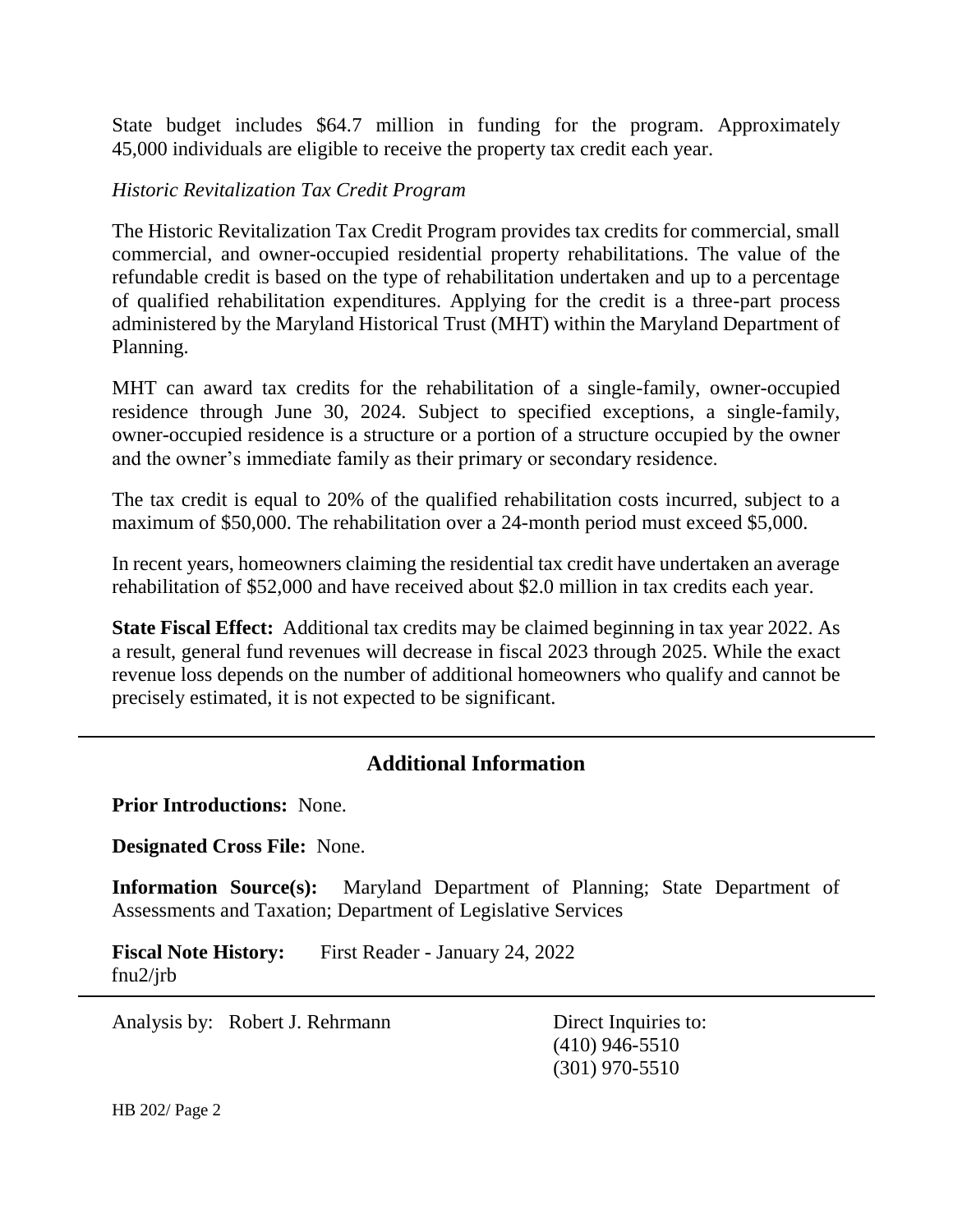State budget includes $64.7 million in funding for the program. Approximately 45,000 individuals are eligible to receive the property tax credit each year.

*Historic Revitalization Tax Credit Program*

The Historic Revitalization Tax Credit Program provides tax credits for commercial, small commercial, and owner-occupied residential property rehabilitations. The value of the refundable credit is based on the type of rehabilitation undertaken and up to a percentage of qualified rehabilitation expenditures. Applying for the credit is a three-part process administered by the Maryland Historical Trust (MHT) within the Maryland Department of Planning.

MHT can award tax credits for the rehabilitation of a single-family, owner-occupied residence through June 30, 2024. Subject to specified exceptions, a single-family, owner-occupied residence is a structure or a portion of a structure occupied by the owner and the owner's immediate family as their primary or secondary residence.

The tax credit is equal to 20% of the qualified rehabilitation costs incurred, subject to a maximum of $50,000. The rehabilitation over a 24-month period must exceed $5,000.

In recent years, homeowners claiming the residential tax credit have undertaken an average rehabilitation of $52,000 and have received about $2.0 million in tax credits each year.

**State Fiscal Effect:** Additional tax credits may be claimed beginning in tax year 2022. As a result, general fund revenues will decrease in fiscal 2023 through 2025. While the exact revenue loss depends on the number of additional homeowners who qualify and cannot be precisely estimated, it is not expected to be significant.

## Additional Information

**Prior Introductions:** None.

**Designated Cross File:** None.

**Information Source(s):** Maryland Department of Planning; State Department of Assessments and Taxation; Department of Legislative Services

**Fiscal Note History:** First Reader - January 24, 2022
fnu2/jrb

Analysis by: Robert J. Rehrmann

Direct Inquiries to:
(410) 946-5510
(301) 970-5510